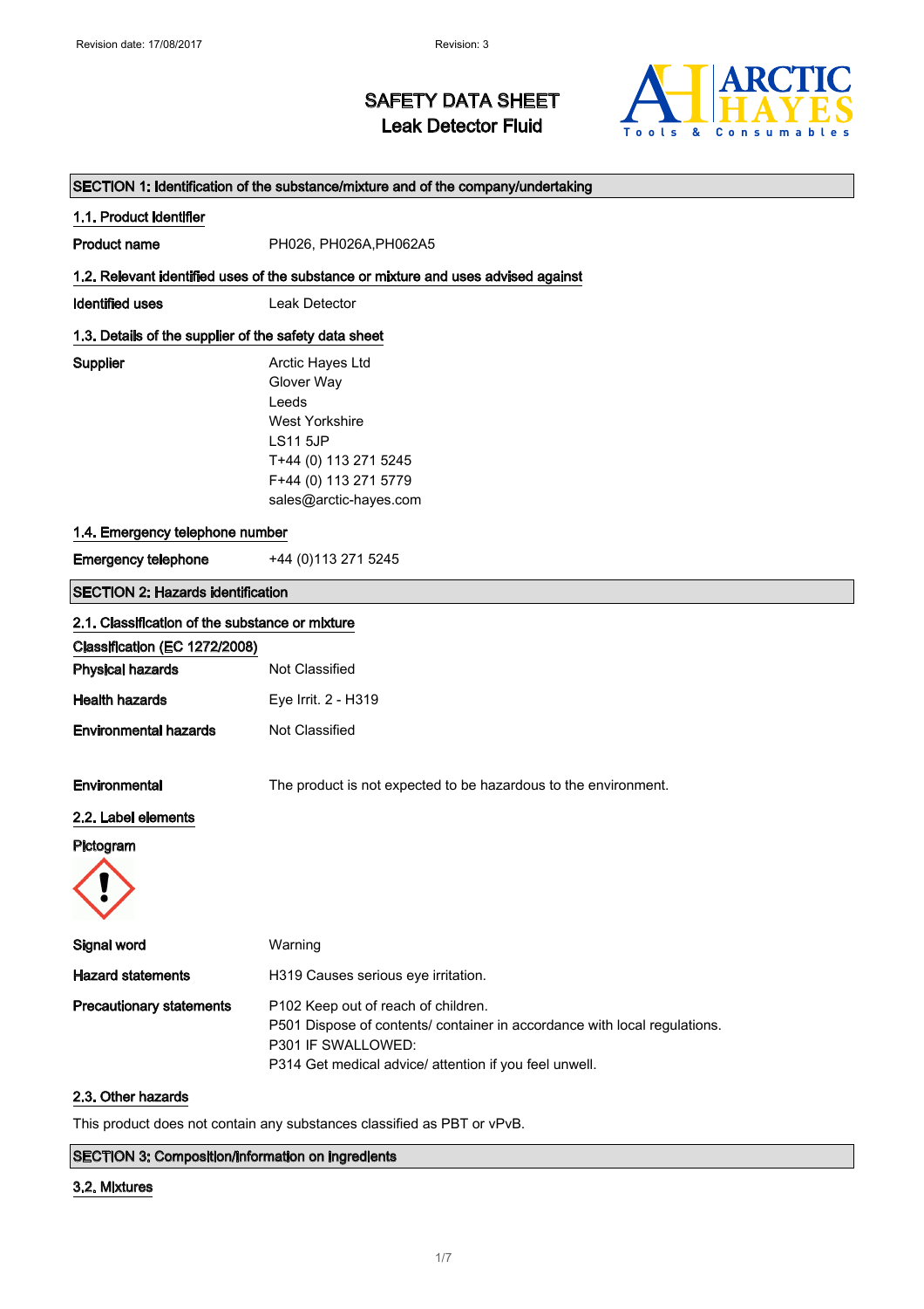Revision date: 17/08/2017 Revision: 3

# SAFETY DATA SHEET
## Leak Detector Fluid

## SECTION 1: Identification of the substance/mixture and of the company/undertaking

### 1.1. Product identifier

**Product name** PH026, PH026A,PH062A5

### 1.2. Relevant identified uses of the substance or mixture and uses advised against

**Identified uses** Leak Detector

### 1.3. Details of the supplier of the safety data sheet

**Supplier**
Arctic Hayes Ltd
Glover Way
Leeds
West Yorkshire
LS11 5JP
T+44 (0) 113 271 5245
F+44 (0) 113 271 5779
sales@arctic-hayes.com

### 1.4. Emergency telephone number

**Emergency telephone** +44 (0)113 271 5245

## SECTION 2: Hazards identification

### 2.1. Classification of the substance or mixture

**Classification (EC 1272/2008)**

**Physical hazards** Not Classified

**Health hazards** Eye Irrit. 2 - H319

**Environmental hazards** Not Classified

**Environmental** The product is not expected to be hazardous to the environment.

### 2.2. Label elements

**Pictogram**

**Signal word** Warning

**Hazard statements** H319 Causes serious eye irritation.

**Precautionary statements**
P102 Keep out of reach of children.
P501 Dispose of contents/ container in accordance with local regulations.
P301 IF SWALLOWED:
P314 Get medical advice/ attention if you feel unwell.

### 2.3. Other hazards

This product does not contain any substances classified as PBT or vPvB.

## SECTION 3: Composition/information on ingredients

### 3.2. Mixtures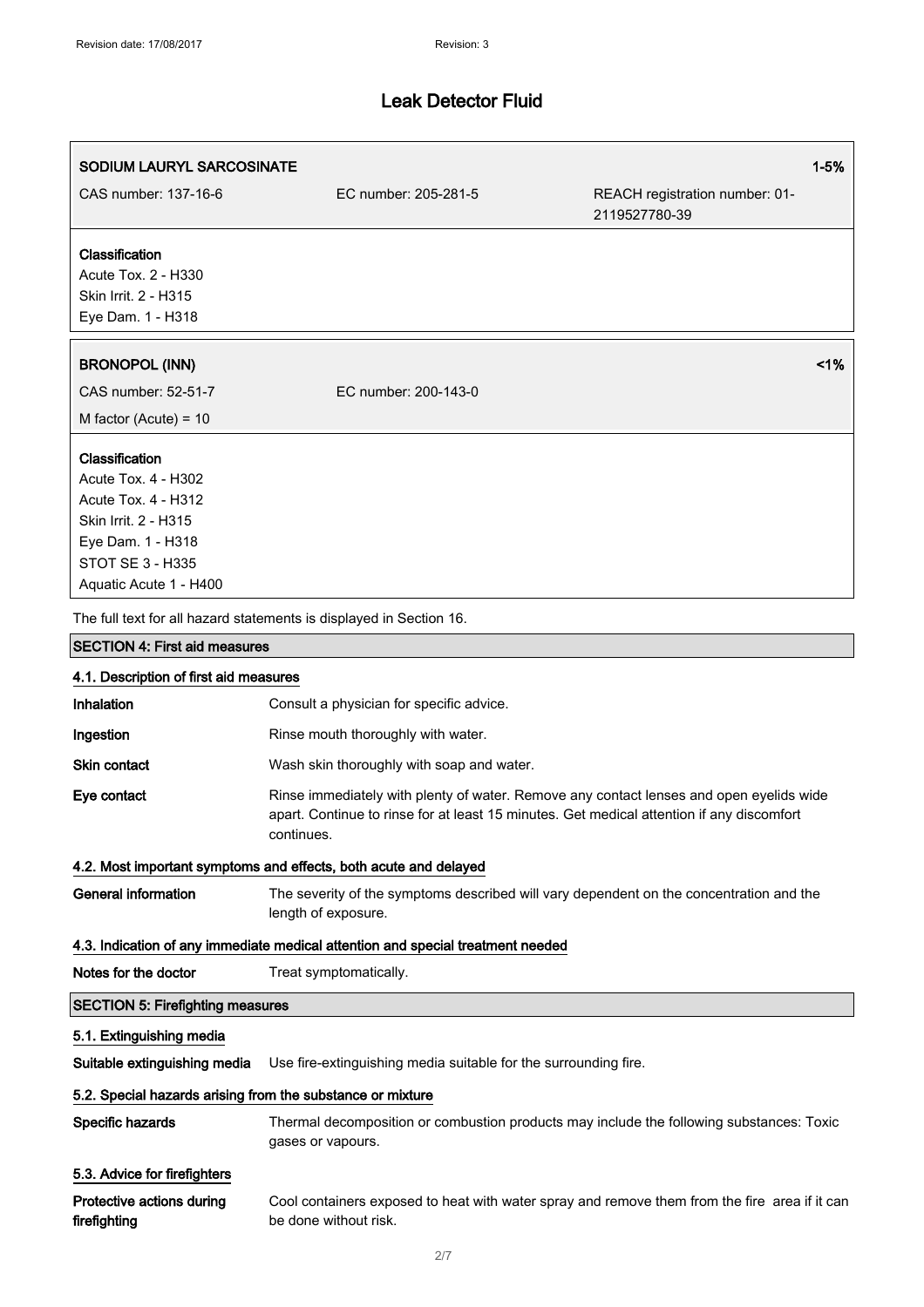| SODIUM LAURYL SARCOSINATE | | 1-5% |
|---|---|---|
| CAS number: 137-16-6 | EC number: 205-281-5 | REACH registration number: 01-2119527780-39 |

**Classification**
Acute Tox. 2 - H330
Skin Irrit. 2 - H315
Eye Dam. 1 - H318

| BRONOPOL (INN) | | <1% |
|---|---|---|
| CAS number: 52-51-7 | EC number: 200-143-0 | |
| M factor (Acute) = 10 | | |

**Classification**
Acute Tox. 4 - H302
Acute Tox. 4 - H312
Skin Irrit. 2 - H315
Eye Dam. 1 - H318
STOT SE 3 - H335
Aquatic Acute 1 - H400

The full text for all hazard statements is displayed in Section 16.

## SECTION 4: First aid measures

### 4.1. Description of first aid measures

**Inhalation** Consult a physician for specific advice.

**Ingestion** Rinse mouth thoroughly with water.

**Skin contact** Wash skin thoroughly with soap and water.

**Eye contact** Rinse immediately with plenty of water. Remove any contact lenses and open eyelids wide apart. Continue to rinse for at least 15 minutes. Get medical attention if any discomfort continues.

### 4.2. Most important symptoms and effects, both acute and delayed

**General information** The severity of the symptoms described will vary dependent on the concentration and the length of exposure.

### 4.3. Indication of any immediate medical attention and special treatment needed

**Notes for the doctor** Treat symptomatically.

## SECTION 5: Firefighting measures

### 5.1. Extinguishing media

**Suitable extinguishing media** Use fire-extinguishing media suitable for the surrounding fire.

### 5.2. Special hazards arising from the substance or mixture

**Specific hazards** Thermal decomposition or combustion products may include the following substances: Toxic gases or vapours.

### 5.3. Advice for firefighters

**Protective actions during firefighting** Cool containers exposed to heat with water spray and remove them from the fire area if it can be done without risk.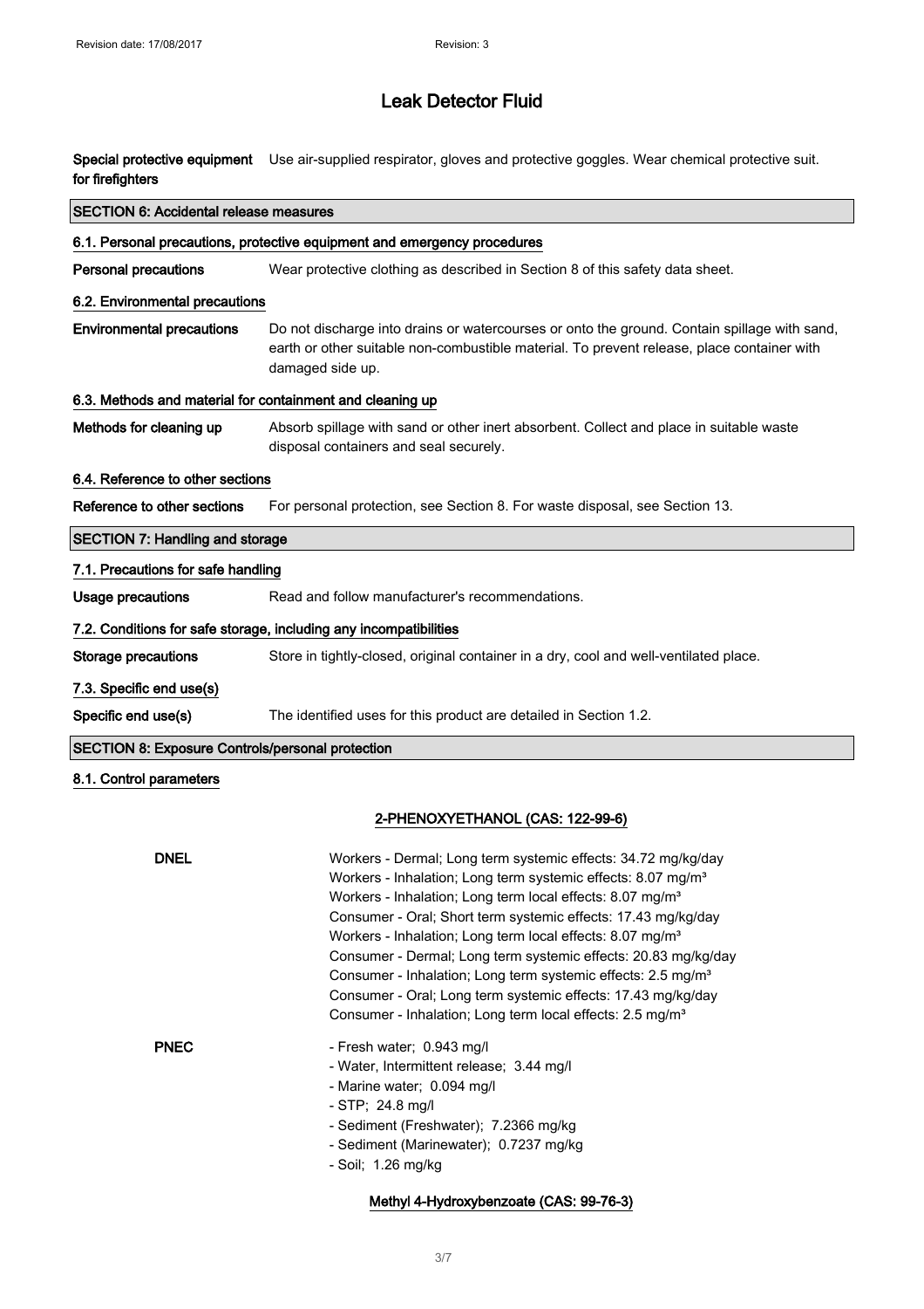# Leak Detector Fluid

**Special protective equipment for firefighters** Use air-supplied respirator, gloves and protective goggles. Wear chemical protective suit.

## SECTION 6: Accidental release measures

### 6.1. Personal precautions, protective equipment and emergency procedures

**Personal precautions** Wear protective clothing as described in Section 8 of this safety data sheet.

### 6.2. Environmental precautions

**Environmental precautions** Do not discharge into drains or watercourses or onto the ground. Contain spillage with sand, earth or other suitable non-combustible material. To prevent release, place container with damaged side up.

### 6.3. Methods and material for containment and cleaning up

**Methods for cleaning up** Absorb spillage with sand or other inert absorbent. Collect and place in suitable waste disposal containers and seal securely.

### 6.4. Reference to other sections

**Reference to other sections** For personal protection, see Section 8. For waste disposal, see Section 13.

## SECTION 7: Handling and storage

### 7.1. Precautions for safe handling

**Usage precautions** Read and follow manufacturer's recommendations.

### 7.2. Conditions for safe storage, including any incompatibilities

**Storage precautions** Store in tightly-closed, original container in a dry, cool and well-ventilated place.

### 7.3. Specific end use(s)

**Specific end use(s)** The identified uses for this product are detailed in Section 1.2.

## SECTION 8: Exposure Controls/personal protection

### 8.1. Control parameters

**2-PHENOXYETHANOL (CAS: 122-99-6)**

**DNEL**

Workers - Dermal; Long term systemic effects: 34.72 mg/kg/day
Workers - Inhalation; Long term systemic effects: 8.07 mg/m³
Workers - Inhalation; Long term local effects: 8.07 mg/m³
Consumer - Oral; Short term systemic effects: 17.43 mg/kg/day
Workers - Inhalation; Long term local effects: 8.07 mg/m³
Consumer - Dermal; Long term systemic effects: 20.83 mg/kg/day
Consumer - Inhalation; Long term systemic effects: 2.5 mg/m³
Consumer - Oral; Long term systemic effects: 17.43 mg/kg/day
Consumer - Inhalation; Long term local effects: 2.5 mg/m³

**PNEC**

- Fresh water; 0.943 mg/l
- Water, Intermittent release; 3.44 mg/l
- Marine water; 0.094 mg/l
- STP; 24.8 mg/l
- Sediment (Freshwater); 7.2366 mg/kg
- Sediment (Marinewater); 0.7237 mg/kg
- Soil; 1.26 mg/kg

**Methyl 4-Hydroxybenzoate (CAS: 99-76-3)**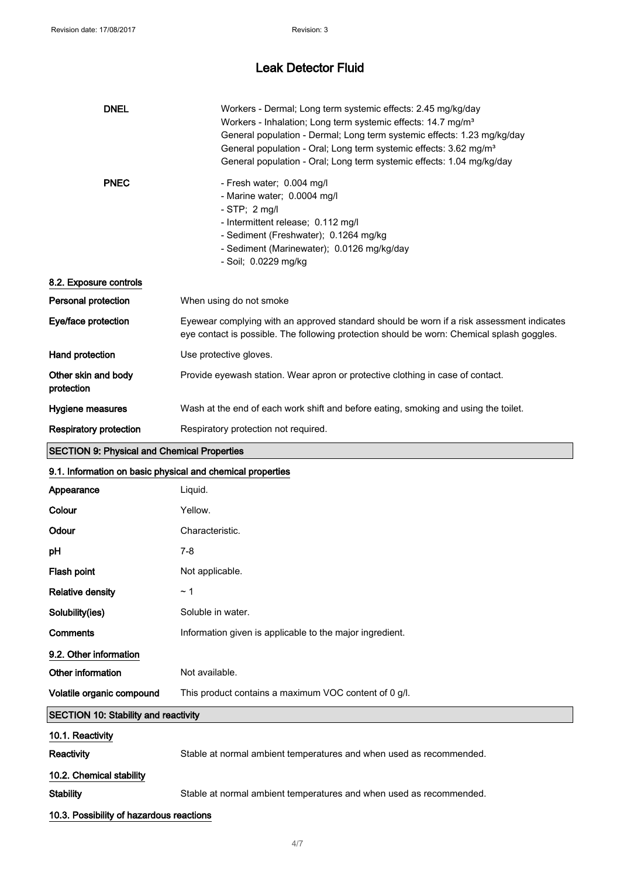| | |
|---|---|
| **DNEL** | Workers - Dermal; Long term systemic effects: 2.45 mg/kg/day<br>Workers - Inhalation; Long term systemic effects: 14.7 mg/m³<br>General population - Dermal; Long term systemic effects: 1.23 mg/kg/day<br>General population - Oral; Long term systemic effects: 3.62 mg/m³<br>General population - Oral; Long term systemic effects: 1.04 mg/kg/day |
| **PNEC** | - Fresh water; 0.004 mg/l<br>- Marine water; 0.0004 mg/l<br>- STP; 2 mg/l<br>- Intermittent release; 0.112 mg/l<br>- Sediment (Freshwater); 0.1264 mg/kg<br>- Sediment (Marinewater); 0.0126 mg/kg/day<br>- Soil; 0.0229 mg/kg |

### 8.2. Exposure controls

| | |
|---|---|
| **Personal protection** | When using do not smoke |
| **Eye/face protection** | Eyewear complying with an approved standard should be worn if a risk assessment indicates eye contact is possible. The following protection should be worn: Chemical splash goggles. |
| **Hand protection** | Use protective gloves. |
| **Other skin and body protection** | Provide eyewash station. Wear apron or protective clothing in case of contact. |
| **Hygiene measures** | Wash at the end of each work shift and before eating, smoking and using the toilet. |
| **Respiratory protection** | Respiratory protection not required. |

## SECTION 9: Physical and Chemical Properties

### 9.1. Information on basic physical and chemical properties

| | |
|---|---|
| **Appearance** | Liquid. |
| **Colour** | Yellow. |
| **Odour** | Characteristic. |
| **pH** | 7-8 |
| **Flash point** | Not applicable. |
| **Relative density** | ~ 1 |
| **Solubility(ies)** | Soluble in water. |
| **Comments** | Information given is applicable to the major ingredient. |

### 9.2. Other information

| | |
|---|---|
| **Other information** | Not available. |
| **Volatile organic compound** | This product contains a maximum VOC content of 0 g/l. |

## SECTION 10: Stability and reactivity

### 10.1. Reactivity

| | |
|---|---|
| **Reactivity** | Stable at normal ambient temperatures and when used as recommended. |

### 10.2. Chemical stability

| | |
|---|---|
| **Stability** | Stable at normal ambient temperatures and when used as recommended. |

### 10.3. Possibility of hazardous reactions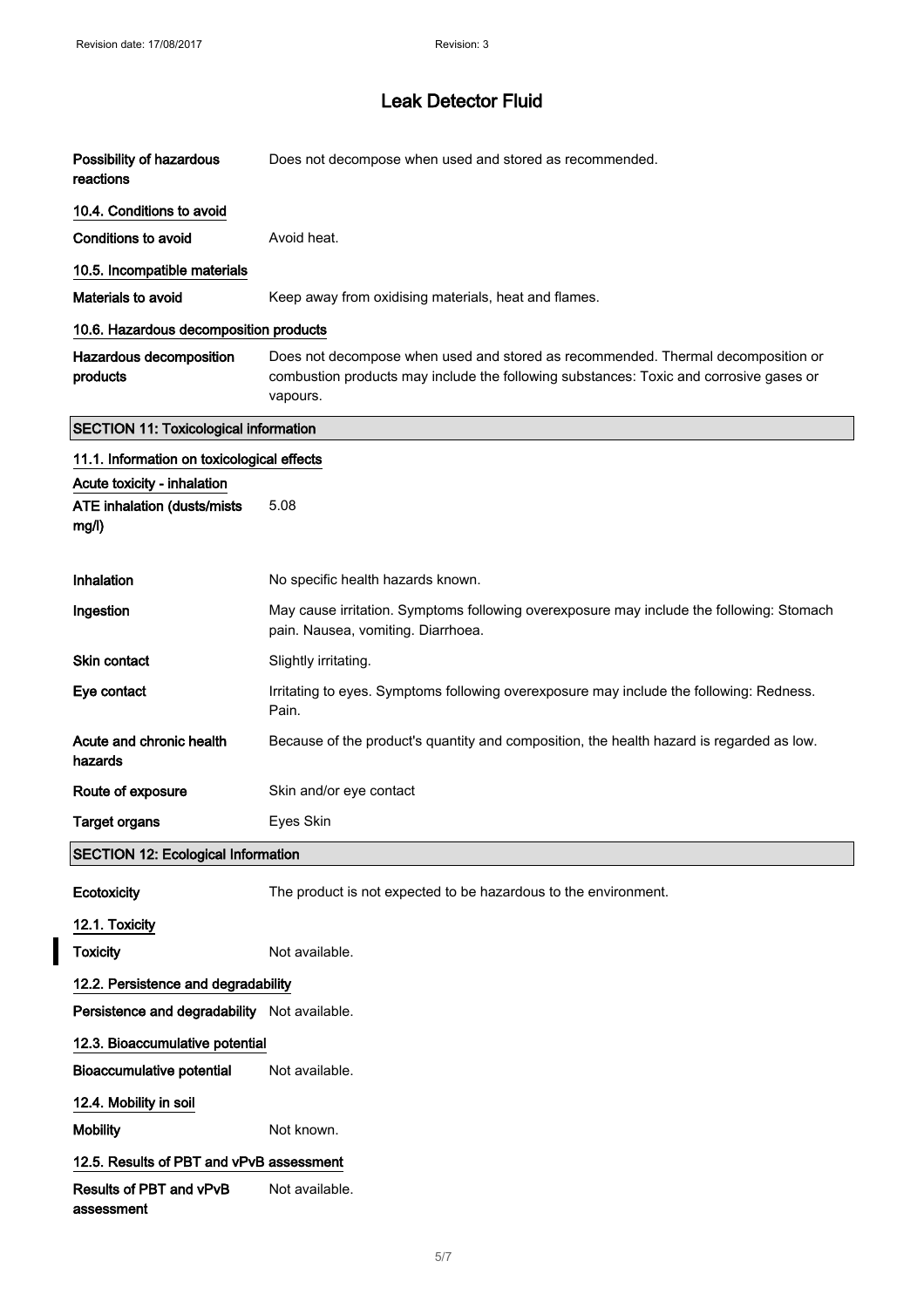**Possibility of hazardous reactions**: Does not decompose when used and stored as recommended.

### 10.4. Conditions to avoid

**Conditions to avoid**: Avoid heat.

### 10.5. Incompatible materials

**Materials to avoid**: Keep away from oxidising materials, heat and flames.

### 10.6. Hazardous decomposition products

**Hazardous decomposition products**: Does not decompose when used and stored as recommended. Thermal decomposition or combustion products may include the following substances: Toxic and corrosive gases or vapours.

## SECTION 11: Toxicological information

### 11.1. Information on toxicological effects

**Acute toxicity - inhalation**

**ATE inhalation (dusts/mists mg/l)**: 5.08

**Inhalation**: No specific health hazards known.

**Ingestion**: May cause irritation. Symptoms following overexposure may include the following: Stomach pain. Nausea, vomiting. Diarrhoea.

**Skin contact**: Slightly irritating.

**Eye contact**: Irritating to eyes. Symptoms following overexposure may include the following: Redness. Pain.

**Acute and chronic health hazards**: Because of the product's quantity and composition, the health hazard is regarded as low.

**Route of exposure**: Skin and/or eye contact

**Target organs**: Eyes Skin

## SECTION 12: Ecological Information

**Ecotoxicity**: The product is not expected to be hazardous to the environment.

### 12.1. Toxicity

**Toxicity**: Not available.

### 12.2. Persistence and degradability

**Persistence and degradability**: Not available.

### 12.3. Bioaccumulative potential

**Bioaccumulative potential**: Not available.

### 12.4. Mobility in soil

**Mobility**: Not known.

### 12.5. Results of PBT and vPvB assessment

**Results of PBT and vPvB assessment**: Not available.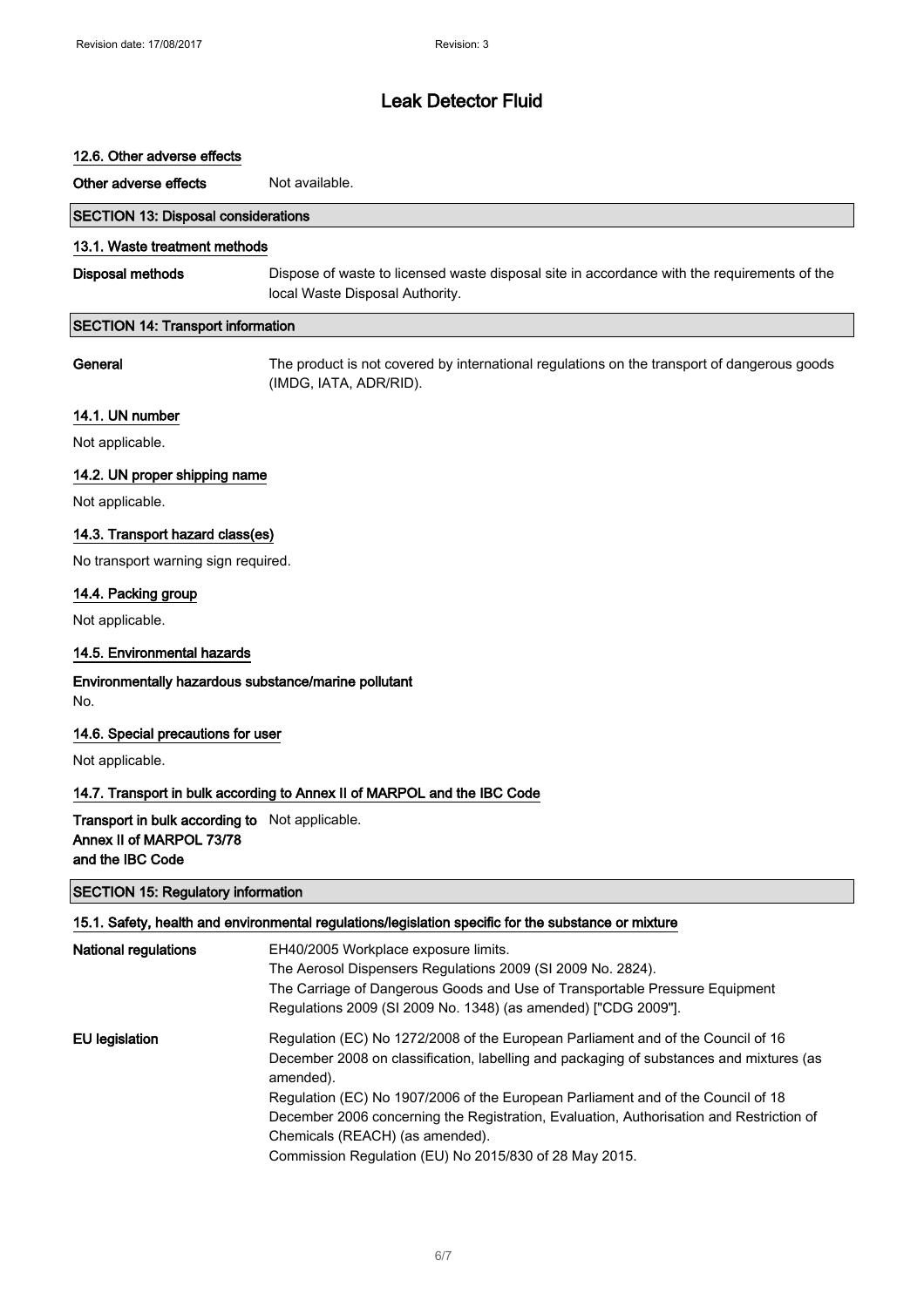### 12.6. Other adverse effects

**Other adverse effects** Not available.

## SECTION 13: Disposal considerations

### 13.1. Waste treatment methods

**Disposal methods** Dispose of waste to licensed waste disposal site in accordance with the requirements of the local Waste Disposal Authority.

## SECTION 14: Transport information

**General** The product is not covered by international regulations on the transport of dangerous goods (IMDG, IATA, ADR/RID).

### 14.1. UN number

Not applicable.

### 14.2. UN proper shipping name

Not applicable.

### 14.3. Transport hazard class(es)

No transport warning sign required.

### 14.4. Packing group

Not applicable.

### 14.5. Environmental hazards

**Environmentally hazardous substance/marine pollutant**

No.

### 14.6. Special precautions for user

Not applicable.

### 14.7. Transport in bulk according to Annex II of MARPOL and the IBC Code

**Transport in bulk according to Annex II of MARPOL 73/78 and the IBC Code** Not applicable.

## SECTION 15: Regulatory information

### 15.1. Safety, health and environmental regulations/legislation specific for the substance or mixture

**National regulations** EH40/2005 Workplace exposure limits.
The Aerosol Dispensers Regulations 2009 (SI 2009 No. 2824).
The Carriage of Dangerous Goods and Use of Transportable Pressure Equipment Regulations 2009 (SI 2009 No. 1348) (as amended) ["CDG 2009"].

**EU legislation** Regulation (EC) No 1272/2008 of the European Parliament and of the Council of 16 December 2008 on classification, labelling and packaging of substances and mixtures (as amended).
Regulation (EC) No 1907/2006 of the European Parliament and of the Council of 18 December 2006 concerning the Registration, Evaluation, Authorisation and Restriction of Chemicals (REACH) (as amended).
Commission Regulation (EU) No 2015/830 of 28 May 2015.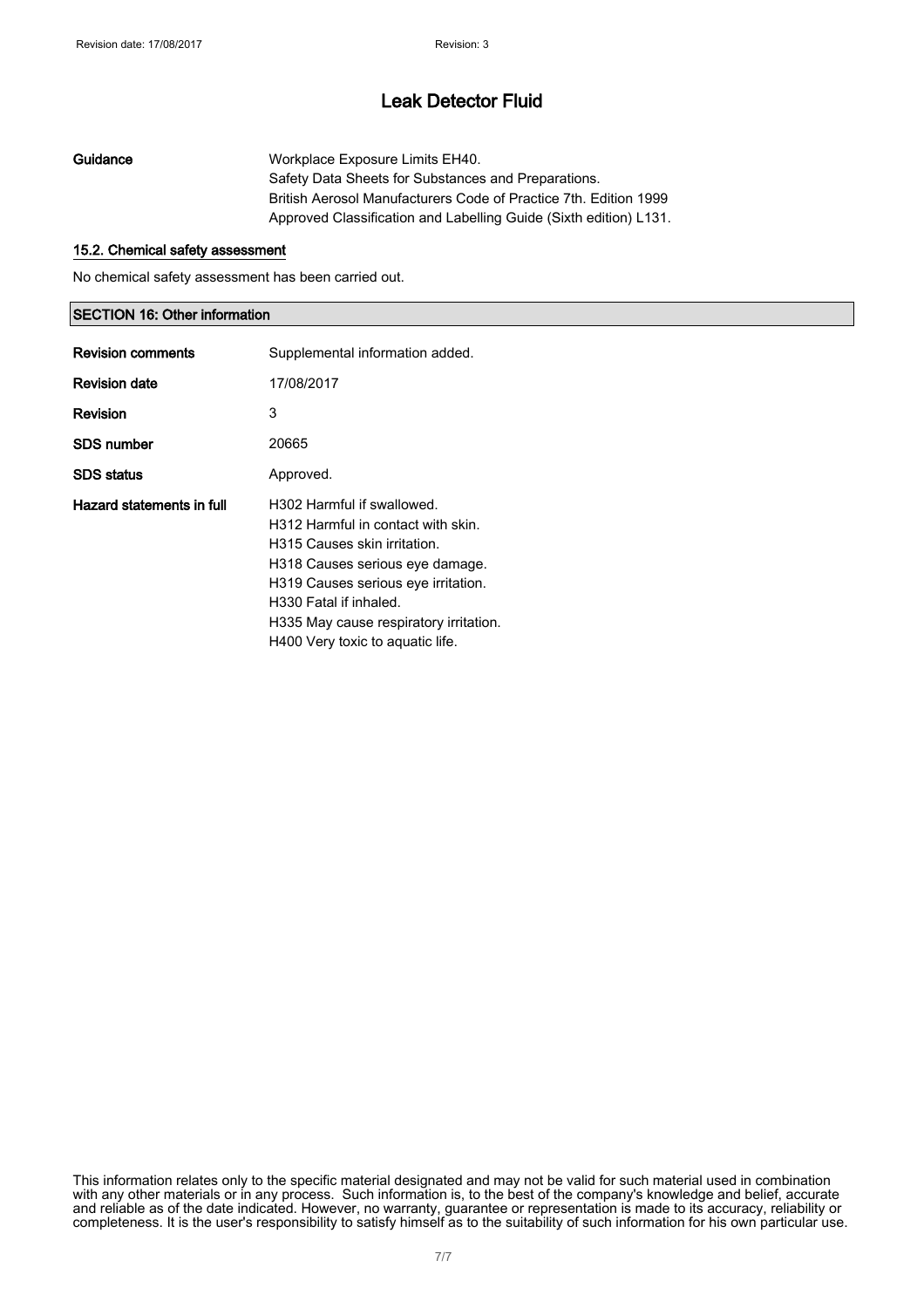| | |
|---|---|
| **Guidance** | Workplace Exposure Limits EH40.<br>Safety Data Sheets for Substances and Preparations.<br>British Aerosol Manufacturers Code of Practice 7th. Edition 1999<br>Approved Classification and Labelling Guide (Sixth edition) L131. |

### 15.2. Chemical safety assessment

No chemical safety assessment has been carried out.

## SECTION 16: Other information

| | |
|---|---|
| **Revision comments** | Supplemental information added. |
| **Revision date** | 17/08/2017 |
| **Revision** | 3 |
| **SDS number** | 20665 |
| **SDS status** | Approved. |
| **Hazard statements in full** | H302 Harmful if swallowed.<br>H312 Harmful in contact with skin.<br>H315 Causes skin irritation.<br>H318 Causes serious eye damage.<br>H319 Causes serious eye irritation.<br>H330 Fatal if inhaled.<br>H335 May cause respiratory irritation.<br>H400 Very toxic to aquatic life. |

This information relates only to the specific material designated and may not be valid for such material used in combination with any other materials or in any process. Such information is, to the best of the company's knowledge and belief, accurate and reliable as of the date indicated. However, no warranty, guarantee or representation is made to its accuracy, reliability or completeness. It is the user's responsibility to satisfy himself as to the suitability of such information for his own particular use.